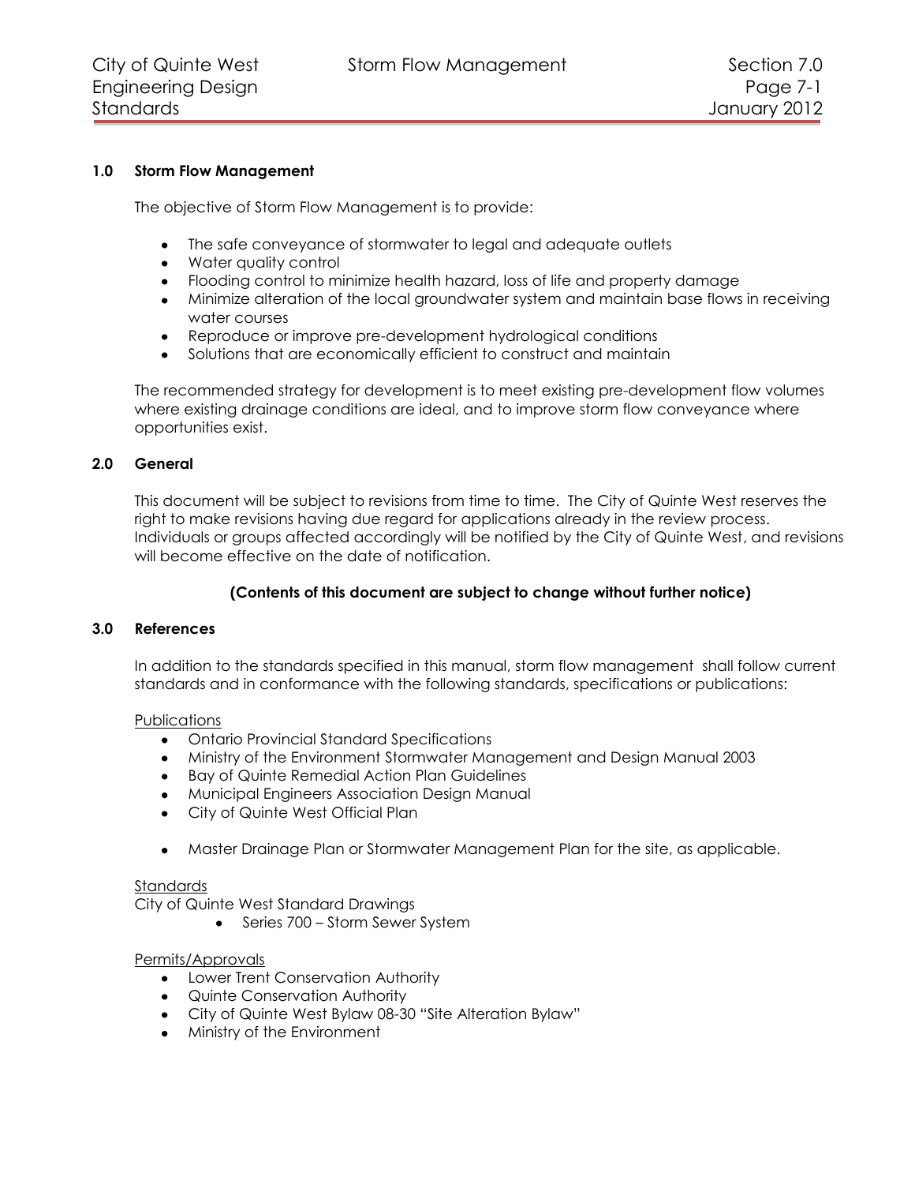## 1.0 Storm Flow Management

The objective of Storm Flow Management is to provide:

- The safe conveyance of stormwater to legal and adequate outlets
- Water quality control
- Flooding control to minimize health hazard, loss of life and property damage
- Minimize alteration of the local groundwater system and maintain base flows in receiving water courses
- Reproduce or improve pre-development hydrological conditions
- Solutions that are economically efficient to construct and maintain

The recommended strategy for development is to meet existing pre-development flow volumes where existing drainage conditions are ideal, and to improve storm flow conveyance where opportunities exist.

## 2.0 General

This document will be subject to revisions from time to time. The City of Quinte West reserves the right to make revisions having due regard for applications already in the review process. Individuals or groups affected accordingly will be notified by the City of Quinte West, and revisions will become effective on the date of notification.

**(Contents of this document are subject to change without further notice)**

## 3.0 References

In addition to the standards specified in this manual, storm flow management shall follow current standards and in conformance with the following standards, specifications or publications:

Publications

- Ontario Provincial Standard Specifications
- Ministry of the Environment Stormwater Management and Design Manual 2003
- Bay of Quinte Remedial Action Plan Guidelines
- Municipal Engineers Association Design Manual
- City of Quinte West Official Plan
- Master Drainage Plan or Stormwater Management Plan for the site, as applicable.

Standards

City of Quinte West Standard Drawings

- Series 700 – Storm Sewer System

Permits/Approvals

- Lower Trent Conservation Authority
- Quinte Conservation Authority
- City of Quinte West Bylaw 08-30 "Site Alteration Bylaw"
- Ministry of the Environment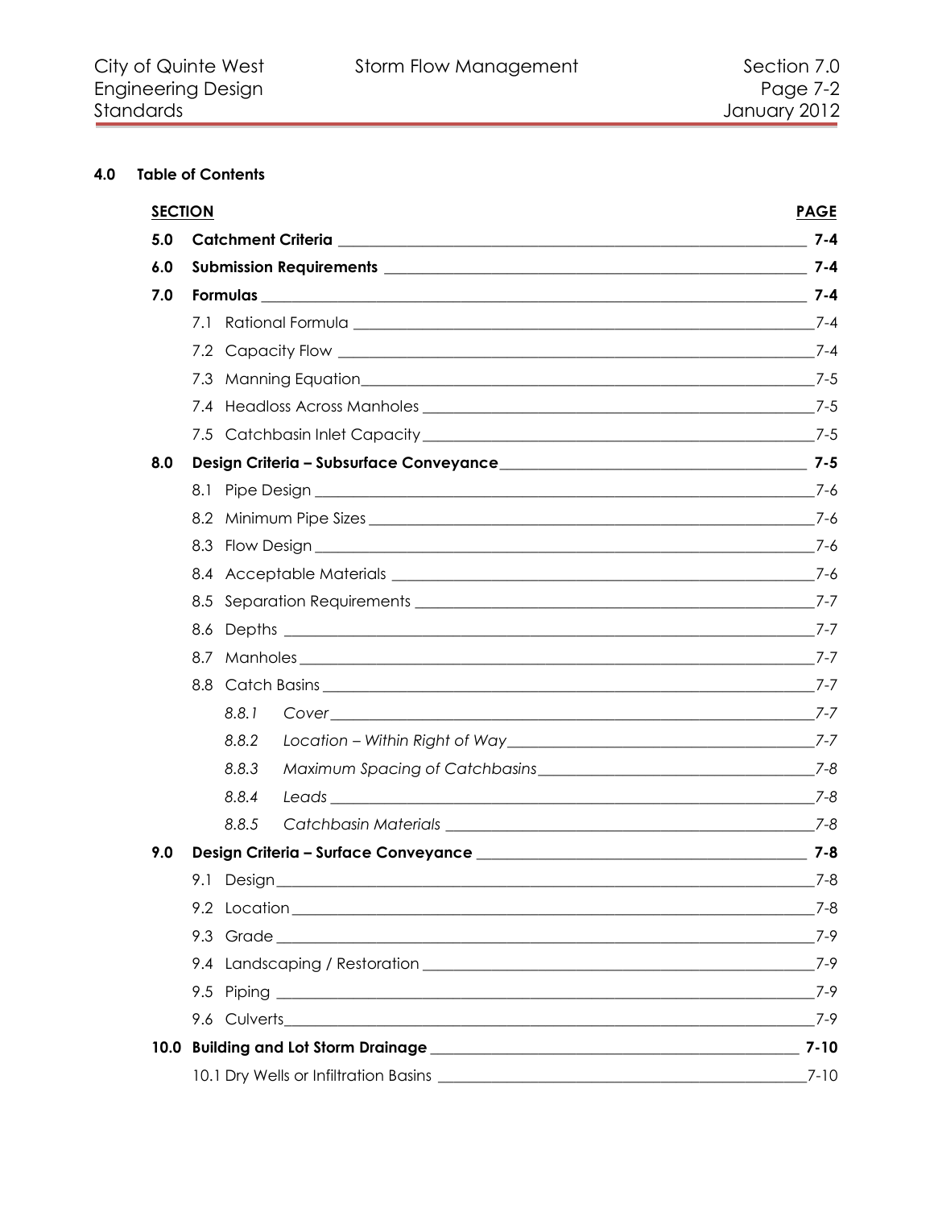## 4.0 Table of Contents

| SECTION | | PAGE |
|---|---|---|
| **5.0** | **Catchment Criteria** | **7-4** |
| **6.0** | **Submission Requirements** | **7-4** |
| **7.0** | **Formulas** | **7-4** |
| | 7.1 Rational Formula | 7-4 |
| | 7.2 Capacity Flow | 7-4 |
| | 7.3 Manning Equation | 7-5 |
| | 7.4 Headloss Across Manholes | 7-5 |
| | 7.5 Catchbasin Inlet Capacity | 7-5 |
| **8.0** | **Design Criteria – Subsurface Conveyance** | **7-5** |
| | 8.1 Pipe Design | 7-6 |
| | 8.2 Minimum Pipe Sizes | 7-6 |
| | 8.3 Flow Design | 7-6 |
| | 8.4 Acceptable Materials | 7-6 |
| | 8.5 Separation Requirements | 7-7 |
| | 8.6 Depths | 7-7 |
| | 8.7 Manholes | 7-7 |
| | 8.8 Catch Basins | 7-7 |
| | *8.8.1 Cover* | *7-7* |
| | *8.8.2 Location – Within Right of Way* | *7-7* |
| | *8.8.3 Maximum Spacing of Catchbasins* | *7-8* |
| | *8.8.4 Leads* | *7-8* |
| | *8.8.5 Catchbasin Materials* | *7-8* |
| **9.0** | **Design Criteria – Surface Conveyance** | **7-8** |
| | 9.1 Design | 7-8 |
| | 9.2 Location | 7-8 |
| | 9.3 Grade | 7-9 |
| | 9.4 Landscaping / Restoration | 7-9 |
| | 9.5 Piping | 7-9 |
| | 9.6 Culverts | 7-9 |
| **10.0** | **Building and Lot Storm Drainage** | **7-10** |
| | 10.1 Dry Wells or Infiltration Basins | 7-10 |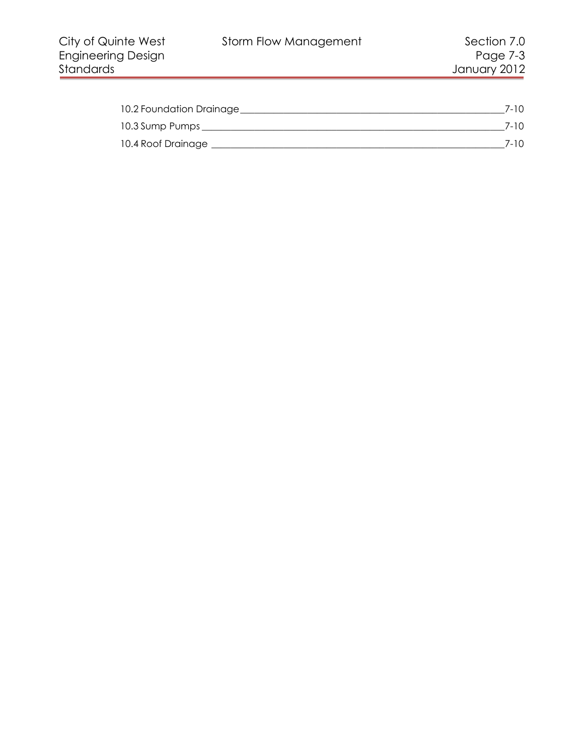10.2 Foundation Drainage ____________________ 7-10

10.3 Sump Pumps ____________________ 7-10

10.4 Roof Drainage ____________________ 7-10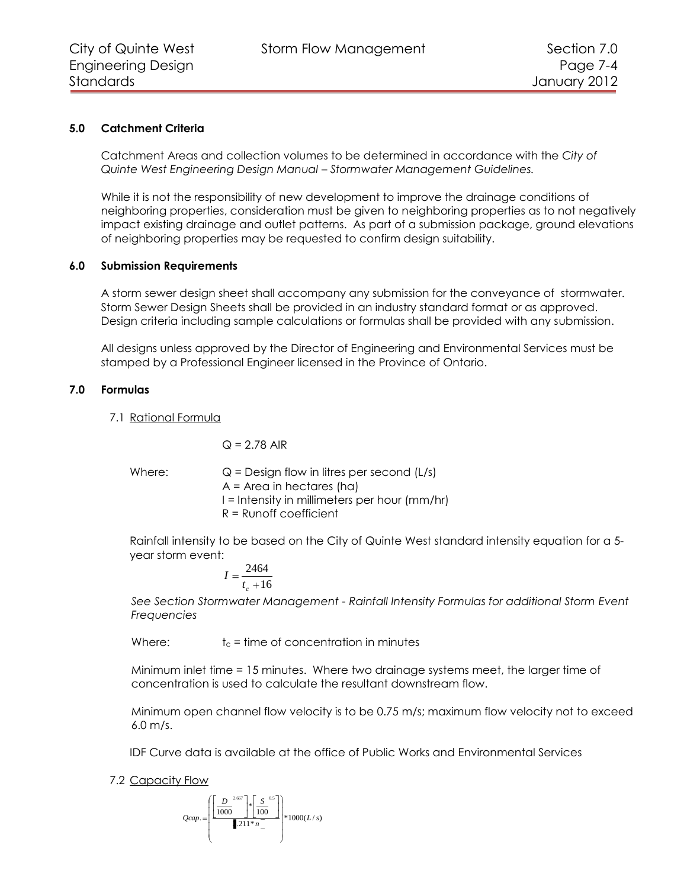## 5.0 Catchment Criteria

Catchment Areas and collection volumes to be determined in accordance with the *City of Quinte West Engineering Design Manual – Stormwater Management Guidelines.*

While it is not the responsibility of new development to improve the drainage conditions of neighboring properties, consideration must be given to neighboring properties as to not negatively impact existing drainage and outlet patterns. As part of a submission package, ground elevations of neighboring properties may be requested to confirm design suitability.

## 6.0 Submission Requirements

A storm sewer design sheet shall accompany any submission for the conveyance of stormwater. Storm Sewer Design Sheets shall be provided in an industry standard format or as approved. Design criteria including sample calculations or formulas shall be provided with any submission.

All designs unless approved by the Director of Engineering and Environmental Services must be stamped by a Professional Engineer licensed in the Province of Ontario.

## 7.0 Formulas

### 7.1 Rational Formula

$$Q = 2.78\ AIR$$

Where:
- Q = Design flow in litres per second (L/s)
- A = Area in hectares (ha)
- I = Intensity in millimeters per hour (mm/hr)
- R = Runoff coefficient

Rainfall intensity to be based on the City of Quinte West standard intensity equation for a 5-year storm event:

$$I = \frac{2464}{t_c + 16}$$

*See Section Stormwater Management - Rainfall Intensity Formulas for additional Storm Event Frequencies*

Where: $t_c$ = time of concentration in minutes

Minimum inlet time = 15 minutes. Where two drainage systems meet, the larger time of concentration is used to calculate the resultant downstream flow.

Minimum open channel flow velocity is to be 0.75 m/s; maximum flow velocity not to exceed 6.0 m/s.

IDF Curve data is available at the office of Public Works and Environmental Services

### 7.2 Capacity Flow

$$Qcap. = \left( \frac{\left[\frac{D}{1000}\right]^{2.667} * \left[\frac{S}{100}\right]^{0.5}}{3.211 * n} \right) * 1000 (L/s)$$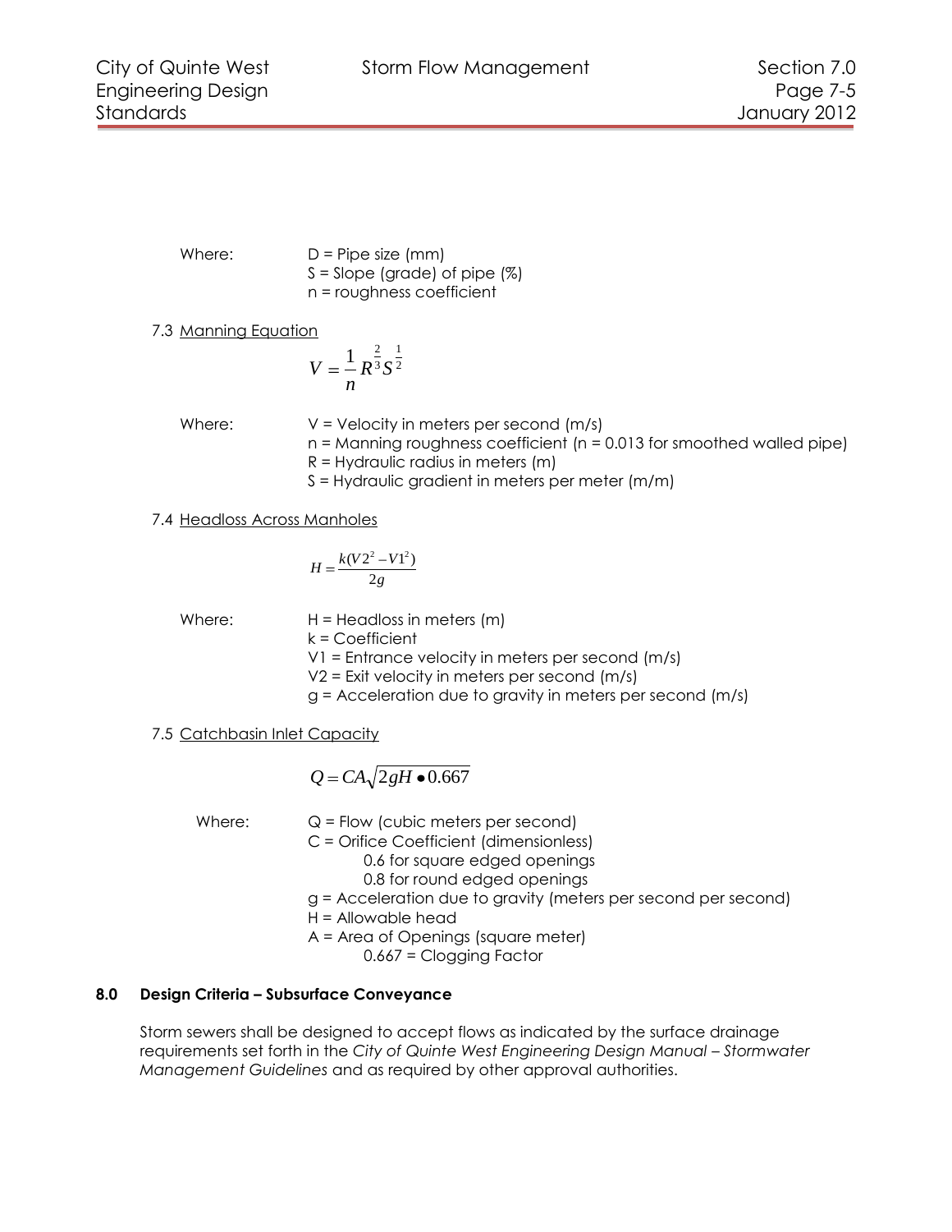Where: D = Pipe size (mm)
S = Slope (grade) of pipe (%)
n = roughness coefficient

7.3 Manning Equation

$$V = \frac{1}{n} R^{\frac{2}{3}} S^{\frac{1}{2}}$$

Where: V = Velocity in meters per second (m/s)
n = Manning roughness coefficient (n = 0.013 for smoothed walled pipe)
R = Hydraulic radius in meters (m)
S = Hydraulic gradient in meters per meter (m/m)

7.4 Headloss Across Manholes

$$H = \frac{k(V2^2 - V1^2)}{2g}$$

Where: H = Headloss in meters (m)
k = Coefficient
V1 = Entrance velocity in meters per second (m/s)
V2 = Exit velocity in meters per second (m/s)
g = Acceleration due to gravity in meters per second (m/s)

7.5 Catchbasin Inlet Capacity

$$Q = CA\sqrt{2gH \bullet 0.667}$$

Where: Q = Flow (cubic meters per second)
C = Orifice Coefficient (dimensionless)
0.6 for square edged openings
0.8 for round edged openings
g = Acceleration due to gravity (meters per second per second)
H = Allowable head
A = Area of Openings (square meter)
0.667 = Clogging Factor

## 8.0 Design Criteria – Subsurface Conveyance

Storm sewers shall be designed to accept flows as indicated by the surface drainage requirements set forth in the *City of Quinte West Engineering Design Manual – Stormwater Management Guidelines* and as required by other approval authorities.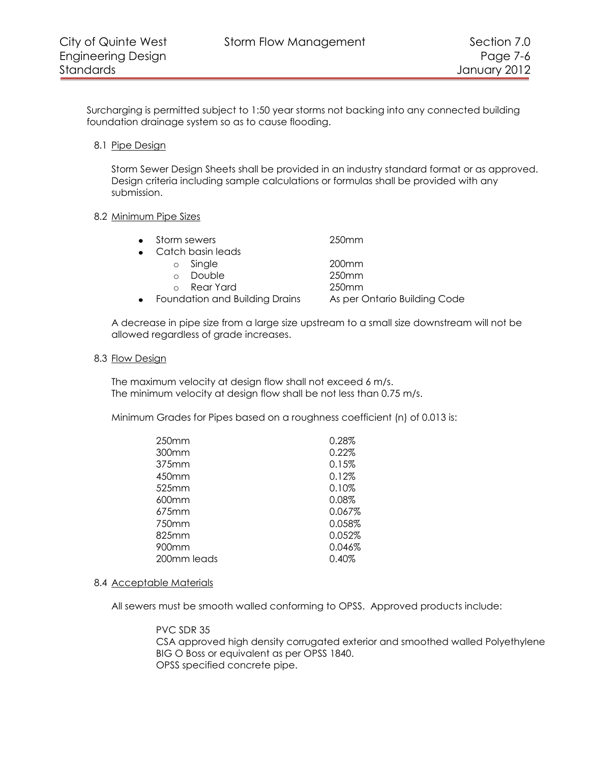Surcharging is permitted subject to 1:50 year storms not backing into any connected building foundation drainage system so as to cause flooding.

### 8.1 Pipe Design

Storm Sewer Design Sheets shall be provided in an industry standard format or as approved. Design criteria including sample calculations or formulas shall be provided with any submission.

### 8.2 Minimum Pipe Sizes

- Storm sewers — 250mm
- Catch basin leads
  - Single — 200mm
  - Double — 250mm
  - Rear Yard — 250mm
- Foundation and Building Drains — As per Ontario Building Code

A decrease in pipe size from a large size upstream to a small size downstream will not be allowed regardless of grade increases.

### 8.3 Flow Design

The maximum velocity at design flow shall not exceed 6 m/s.
The minimum velocity at design flow shall be not less than 0.75 m/s.

Minimum Grades for Pipes based on a roughness coefficient (n) of 0.013 is:

| | |
|---|---|
| 250mm | 0.28% |
| 300mm | 0.22% |
| 375mm | 0.15% |
| 450mm | 0.12% |
| 525mm | 0.10% |
| 600mm | 0.08% |
| 675mm | 0.067% |
| 750mm | 0.058% |
| 825mm | 0.052% |
| 900mm | 0.046% |
| 200mm leads | 0.40% |

### 8.4 Acceptable Materials

All sewers must be smooth walled conforming to OPSS. Approved products include:

PVC SDR 35
CSA approved high density corrugated exterior and smoothed walled Polyethylene BIG O Boss or equivalent as per OPSS 1840.
OPSS specified concrete pipe.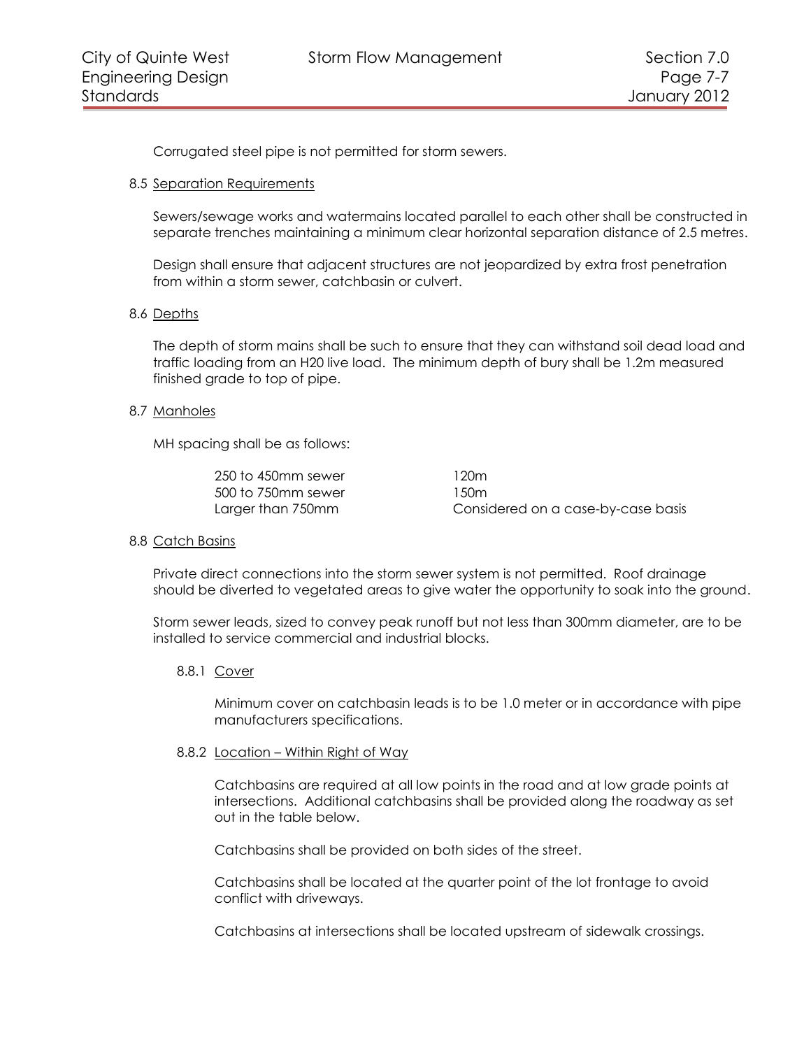Corrugated steel pipe is not permitted for storm sewers.

### 8.5 Separation Requirements

Sewers/sewage works and watermains located parallel to each other shall be constructed in separate trenches maintaining a minimum clear horizontal separation distance of 2.5 metres.

Design shall ensure that adjacent structures are not jeopardized by extra frost penetration from within a storm sewer, catchbasin or culvert.

### 8.6 Depths

The depth of storm mains shall be such to ensure that they can withstand soil dead load and traffic loading from an H20 live load. The minimum depth of bury shall be 1.2m measured finished grade to top of pipe.

### 8.7 Manholes

MH spacing shall be as follows:

| | |
|---|---|
| 250 to 450mm sewer | 120m |
| 500 to 750mm sewer | 150m |
| Larger than 750mm | Considered on a case-by-case basis |

### 8.8 Catch Basins

Private direct connections into the storm sewer system is not permitted. Roof drainage should be diverted to vegetated areas to give water the opportunity to soak into the ground.

Storm sewer leads, sized to convey peak runoff but not less than 300mm diameter, are to be installed to service commercial and industrial blocks.

#### 8.8.1 Cover

Minimum cover on catchbasin leads is to be 1.0 meter or in accordance with pipe manufacturers specifications.

#### 8.8.2 Location – Within Right of Way

Catchbasins are required at all low points in the road and at low grade points at intersections. Additional catchbasins shall be provided along the roadway as set out in the table below.

Catchbasins shall be provided on both sides of the street.

Catchbasins shall be located at the quarter point of the lot frontage to avoid conflict with driveways.

Catchbasins at intersections shall be located upstream of sidewalk crossings.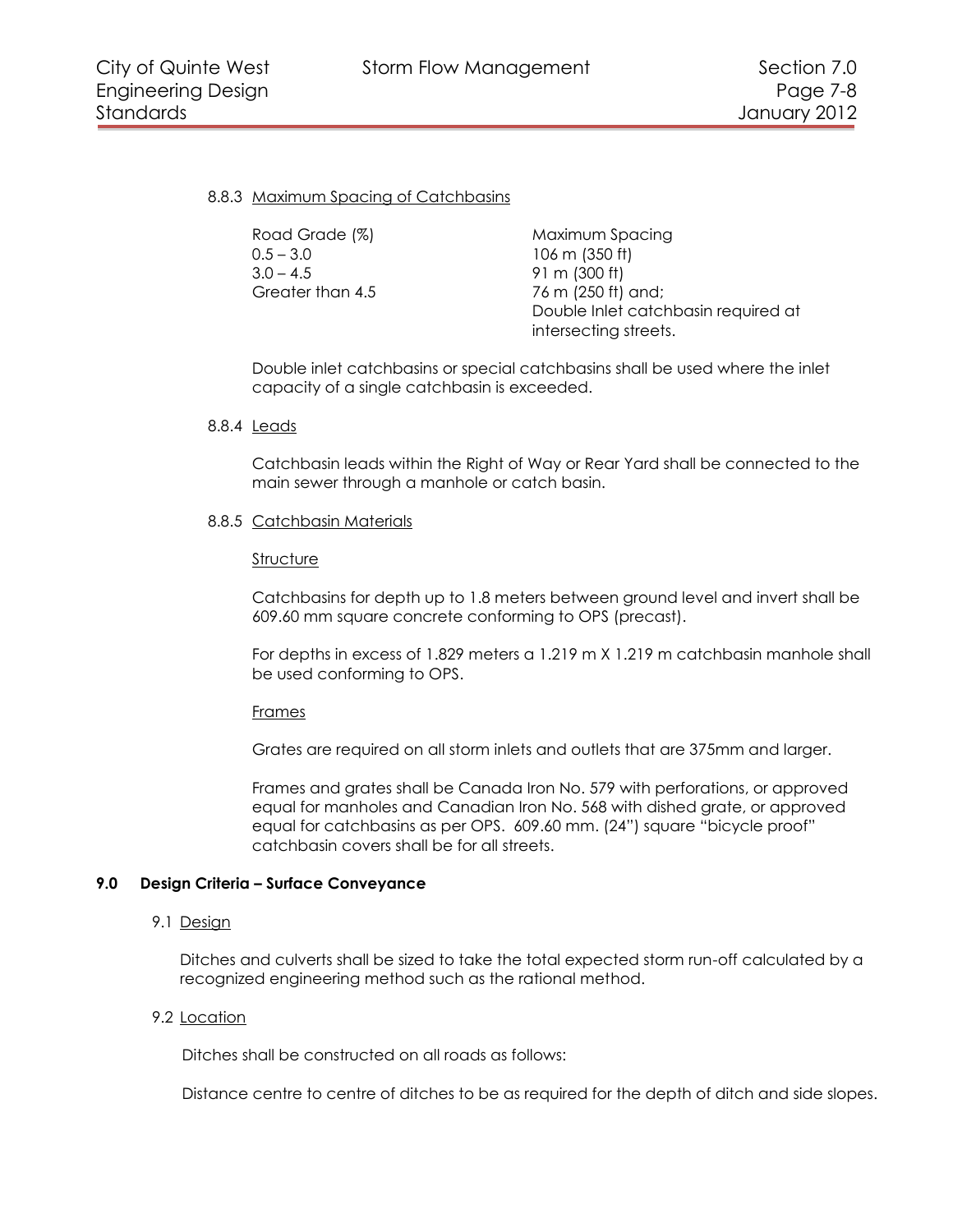#### 8.8.3 Maximum Spacing of Catchbasins

| Road Grade (%) | Maximum Spacing |
|---|---|
| 0.5 – 3.0 | 106 m (350 ft) |
| 3.0 – 4.5 | 91 m (300 ft) |
| Greater than 4.5 | 76 m (250 ft) and; Double Inlet catchbasin required at intersecting streets. |

Double inlet catchbasins or special catchbasins shall be used where the inlet capacity of a single catchbasin is exceeded.

#### 8.8.4 Leads

Catchbasin leads within the Right of Way or Rear Yard shall be connected to the main sewer through a manhole or catch basin.

#### 8.8.5 Catchbasin Materials

Structure

Catchbasins for depth up to 1.8 meters between ground level and invert shall be 609.60 mm square concrete conforming to OPS (precast).

For depths in excess of 1.829 meters a 1.219 m X 1.219 m catchbasin manhole shall be used conforming to OPS.

Frames

Grates are required on all storm inlets and outlets that are 375mm and larger.

Frames and grates shall be Canada Iron No. 579 with perforations, or approved equal for manholes and Canadian Iron No. 568 with dished grate, or approved equal for catchbasins as per OPS. 609.60 mm. (24") square "bicycle proof" catchbasin covers shall be for all streets.

## 9.0 Design Criteria – Surface Conveyance

### 9.1 Design

Ditches and culverts shall be sized to take the total expected storm run-off calculated by a recognized engineering method such as the rational method.

### 9.2 Location

Ditches shall be constructed on all roads as follows:

Distance centre to centre of ditches to be as required for the depth of ditch and side slopes.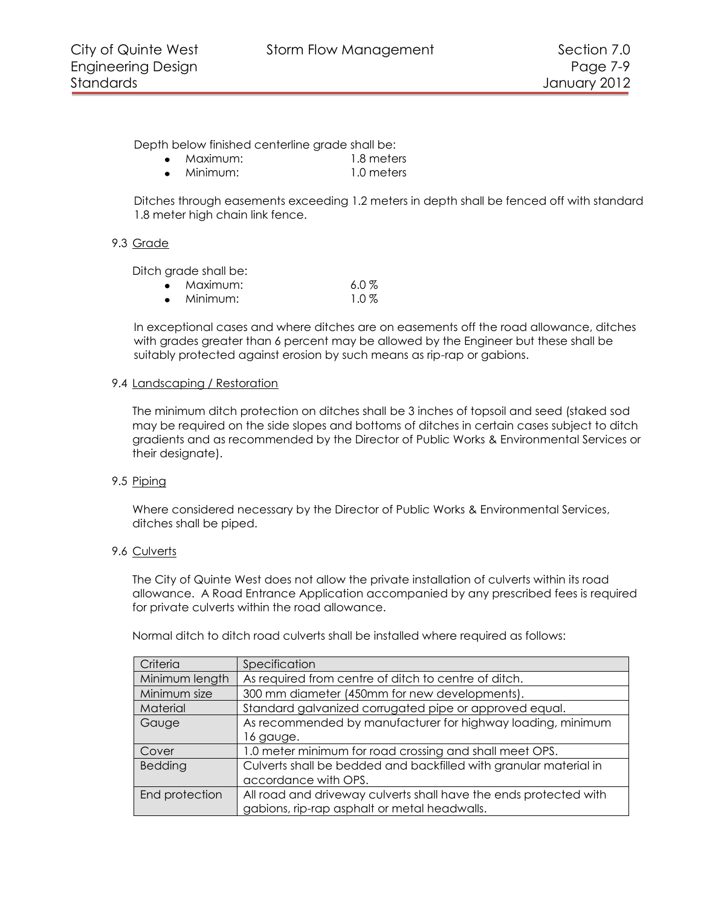Depth below finished centerline grade shall be:

- Maximum: 1.8 meters
- Minimum: 1.0 meters

Ditches through easements exceeding 1.2 meters in depth shall be fenced off with standard 1.8 meter high chain link fence.

### 9.3 Grade

Ditch grade shall be:

- Maximum: 6.0 %
- Minimum: 1.0 %

In exceptional cases and where ditches are on easements off the road allowance, ditches with grades greater than 6 percent may be allowed by the Engineer but these shall be suitably protected against erosion by such means as rip-rap or gabions.

### 9.4 Landscaping / Restoration

The minimum ditch protection on ditches shall be 3 inches of topsoil and seed (staked sod may be required on the side slopes and bottoms of ditches in certain cases subject to ditch gradients and as recommended by the Director of Public Works & Environmental Services or their designate).

### 9.5 Piping

Where considered necessary by the Director of Public Works & Environmental Services, ditches shall be piped.

### 9.6 Culverts

The City of Quinte West does not allow the private installation of culverts within its road allowance. A Road Entrance Application accompanied by any prescribed fees is required for private culverts within the road allowance.

Normal ditch to ditch road culverts shall be installed where required as follows:

| Criteria | Specification |
|---|---|
| Minimum length | As required from centre of ditch to centre of ditch. |
| Minimum size | 300 mm diameter (450mm for new developments). |
| Material | Standard galvanized corrugated pipe or approved equal. |
| Gauge | As recommended by manufacturer for highway loading, minimum 16 gauge. |
| Cover | 1.0 meter minimum for road crossing and shall meet OPS. |
| Bedding | Culverts shall be bedded and backfilled with granular material in accordance with OPS. |
| End protection | All road and driveway culverts shall have the ends protected with gabions, rip-rap asphalt or metal headwalls. |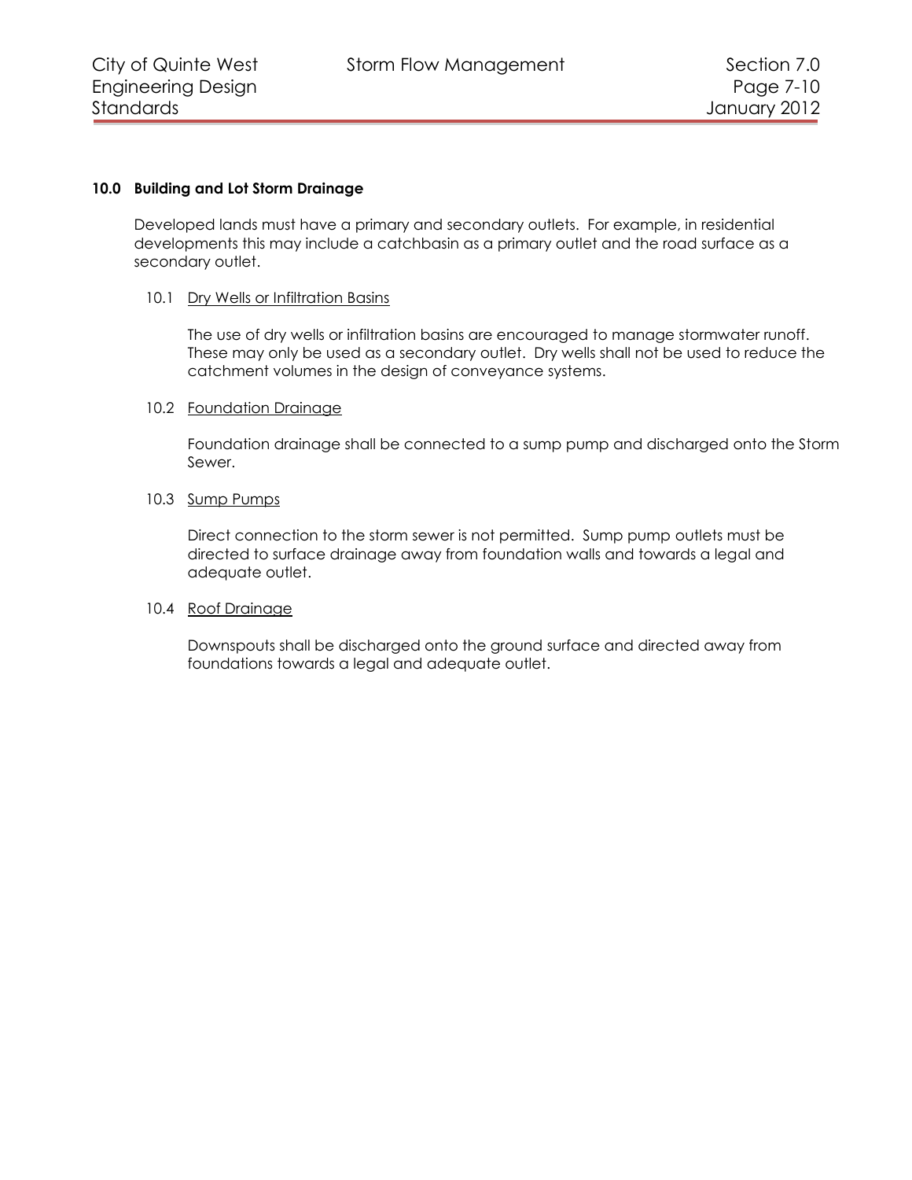## 10.0 Building and Lot Storm Drainage

Developed lands must have a primary and secondary outlets. For example, in residential developments this may include a catchbasin as a primary outlet and the road surface as a secondary outlet.

### 10.1 Dry Wells or Infiltration Basins

The use of dry wells or infiltration basins are encouraged to manage stormwater runoff. These may only be used as a secondary outlet. Dry wells shall not be used to reduce the catchment volumes in the design of conveyance systems.

### 10.2 Foundation Drainage

Foundation drainage shall be connected to a sump pump and discharged onto the Storm Sewer.

### 10.3 Sump Pumps

Direct connection to the storm sewer is not permitted. Sump pump outlets must be directed to surface drainage away from foundation walls and towards a legal and adequate outlet.

### 10.4 Roof Drainage

Downspouts shall be discharged onto the ground surface and directed away from foundations towards a legal and adequate outlet.